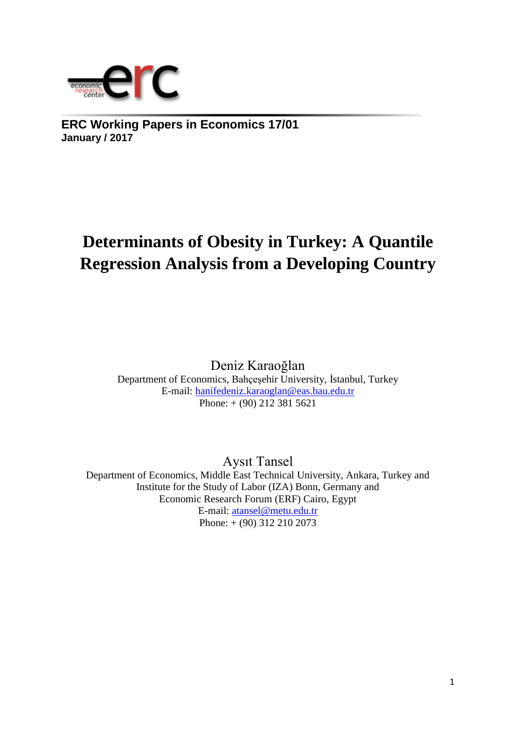**ERC Working Papers in Economics 17/01**
**January / 2017**

# Determinants of Obesity in Turkey: A Quantile Regression Analysis from a Developing Country

Deniz Karaoğlan
Department of Economics, Bahçeşehir University, İstanbul, Turkey
E-mail: hanifedeniz.karaoglan@eas.bau.edu.tr
Phone: + (90) 212 381 5621

Aysıt Tansel
Department of Economics, Middle East Technical University, Ankara, Turkey and
Institute for the Study of Labor (IZA) Bonn, Germany and
Economic Research Forum (ERF) Cairo, Egypt
E-mail: atansel@metu.edu.tr
Phone: + (90) 312 210 2073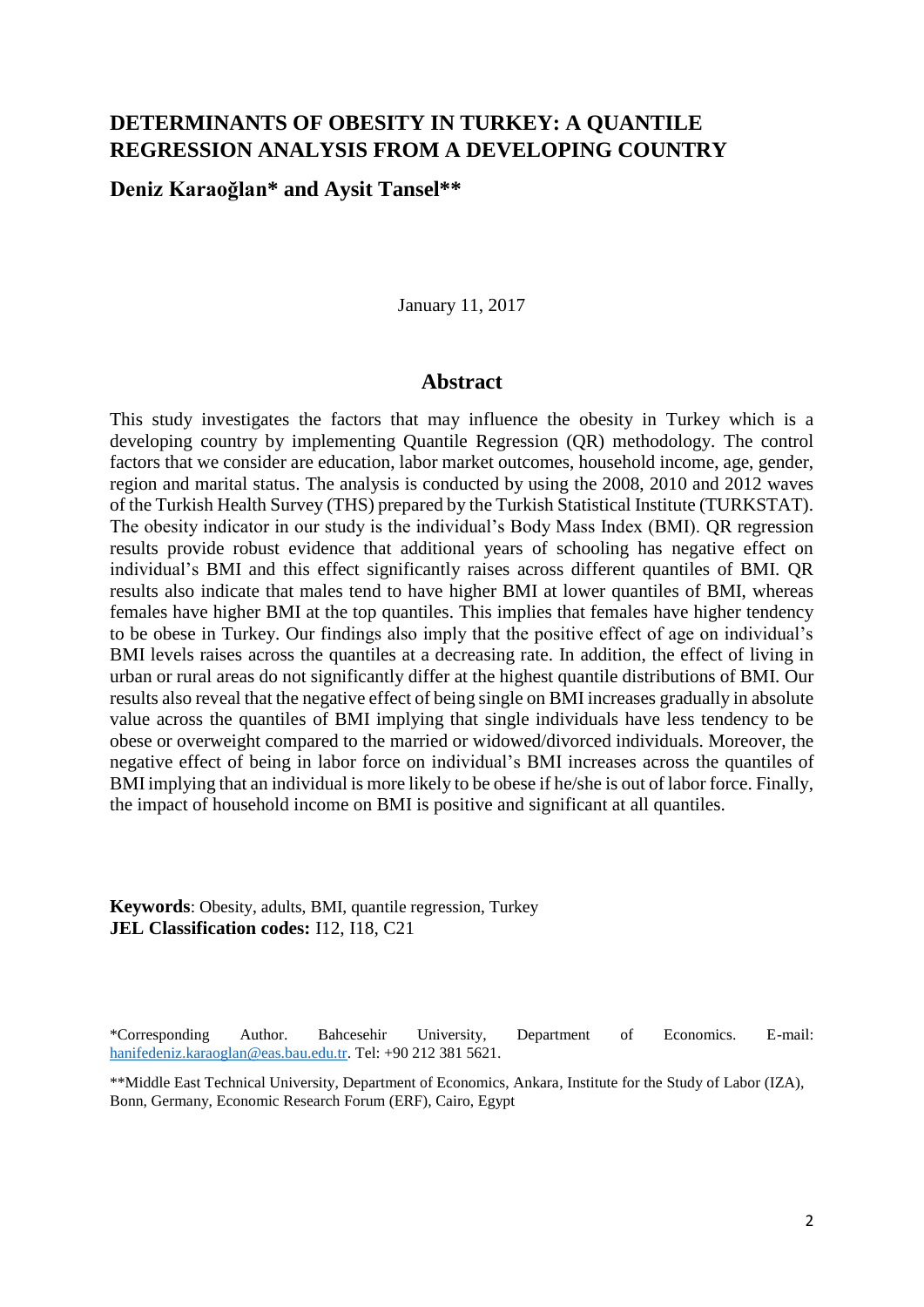# DETERMINANTS OF OBESITY IN TURKEY: A QUANTILE REGRESSION ANALYSIS FROM A DEVELOPING COUNTRY

**Deniz Karaoğlan* and Aysit Tansel****

January 11, 2017

## Abstract

This study investigates the factors that may influence the obesity in Turkey which is a developing country by implementing Quantile Regression (QR) methodology. The control factors that we consider are education, labor market outcomes, household income, age, gender, region and marital status. The analysis is conducted by using the 2008, 2010 and 2012 waves of the Turkish Health Survey (THS) prepared by the Turkish Statistical Institute (TURKSTAT). The obesity indicator in our study is the individual's Body Mass Index (BMI). QR regression results provide robust evidence that additional years of schooling has negative effect on individual's BMI and this effect significantly raises across different quantiles of BMI. QR results also indicate that males tend to have higher BMI at lower quantiles of BMI, whereas females have higher BMI at the top quantiles. This implies that females have higher tendency to be obese in Turkey. Our findings also imply that the positive effect of age on individual's BMI levels raises across the quantiles at a decreasing rate. In addition, the effect of living in urban or rural areas do not significantly differ at the highest quantile distributions of BMI. Our results also reveal that the negative effect of being single on BMI increases gradually in absolute value across the quantiles of BMI implying that single individuals have less tendency to be obese or overweight compared to the married or widowed/divorced individuals. Moreover, the negative effect of being in labor force on individual's BMI increases across the quantiles of BMI implying that an individual is more likely to be obese if he/she is out of labor force. Finally, the impact of household income on BMI is positive and significant at all quantiles.

**Keywords**: Obesity, adults, BMI, quantile regression, Turkey
**JEL Classification codes:** I12, I18, C21

*Corresponding Author. Bahcesehir University, Department of Economics. E-mail: hanifedeniz.karaoglan@eas.bau.edu.tr. Tel: +90 212 381 5621.

**Middle East Technical University, Department of Economics, Ankara, Institute for the Study of Labor (IZA), Bonn, Germany, Economic Research Forum (ERF), Cairo, Egypt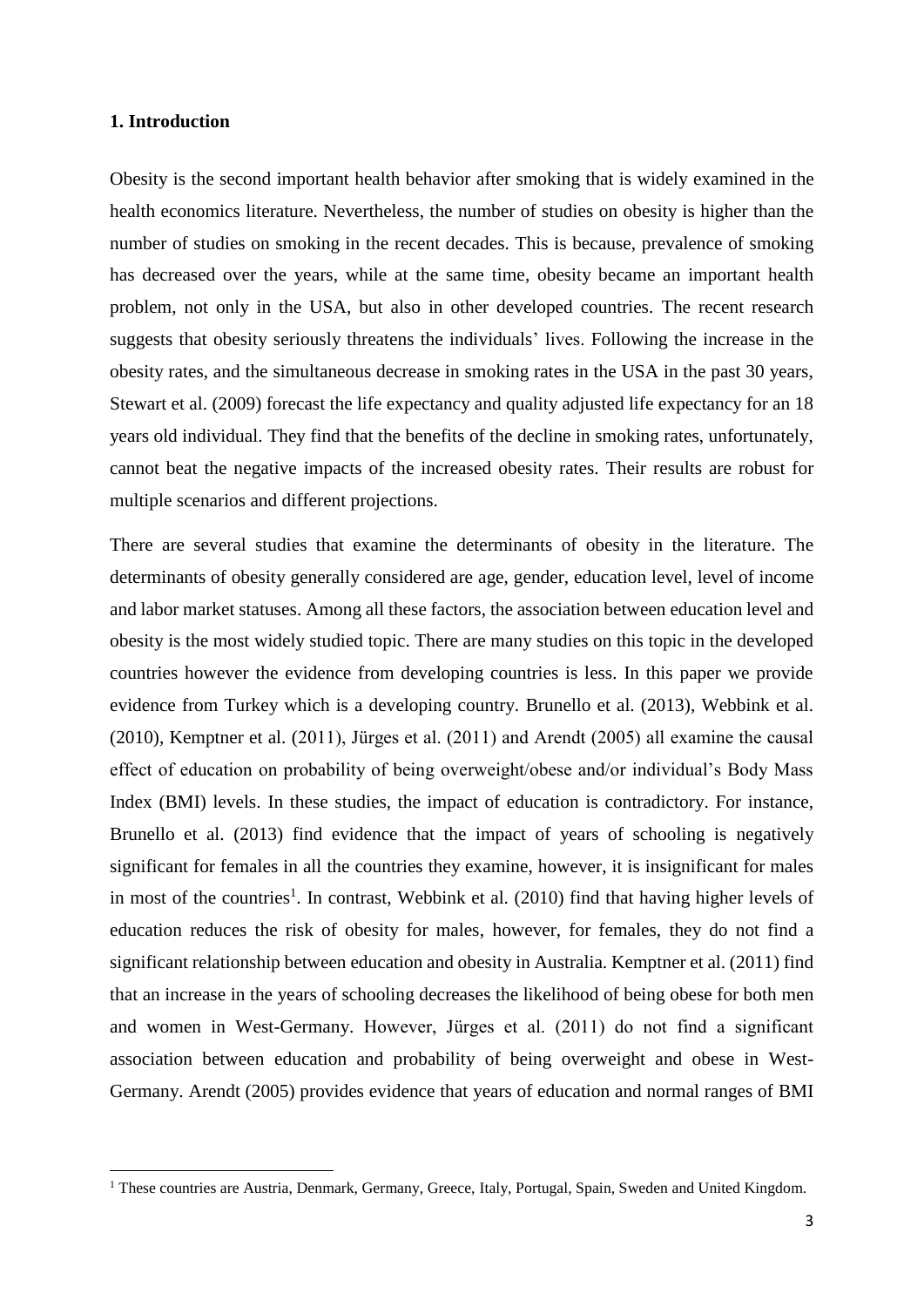## 1. Introduction

Obesity is the second important health behavior after smoking that is widely examined in the health economics literature. Nevertheless, the number of studies on obesity is higher than the number of studies on smoking in the recent decades. This is because, prevalence of smoking has decreased over the years, while at the same time, obesity became an important health problem, not only in the USA, but also in other developed countries. The recent research suggests that obesity seriously threatens the individuals' lives. Following the increase in the obesity rates, and the simultaneous decrease in smoking rates in the USA in the past 30 years, Stewart et al. (2009) forecast the life expectancy and quality adjusted life expectancy for an 18 years old individual. They find that the benefits of the decline in smoking rates, unfortunately, cannot beat the negative impacts of the increased obesity rates. Their results are robust for multiple scenarios and different projections.

There are several studies that examine the determinants of obesity in the literature. The determinants of obesity generally considered are age, gender, education level, level of income and labor market statuses. Among all these factors, the association between education level and obesity is the most widely studied topic. There are many studies on this topic in the developed countries however the evidence from developing countries is less. In this paper we provide evidence from Turkey which is a developing country. Brunello et al. (2013), Webbink et al. (2010), Kemptner et al. (2011), Jürges et al. (2011) and Arendt (2005) all examine the causal effect of education on probability of being overweight/obese and/or individual's Body Mass Index (BMI) levels. In these studies, the impact of education is contradictory. For instance, Brunello et al. (2013) find evidence that the impact of years of schooling is negatively significant for females in all the countries they examine, however, it is insignificant for males in most of the countries[1]. In contrast, Webbink et al. (2010) find that having higher levels of education reduces the risk of obesity for males, however, for females, they do not find a significant relationship between education and obesity in Australia. Kemptner et al. (2011) find that an increase in the years of schooling decreases the likelihood of being obese for both men and women in West-Germany. However, Jürges et al. (2011) do not find a significant association between education and probability of being overweight and obese in West-Germany. Arendt (2005) provides evidence that years of education and normal ranges of BMI

[1] These countries are Austria, Denmark, Germany, Greece, Italy, Portugal, Spain, Sweden and United Kingdom.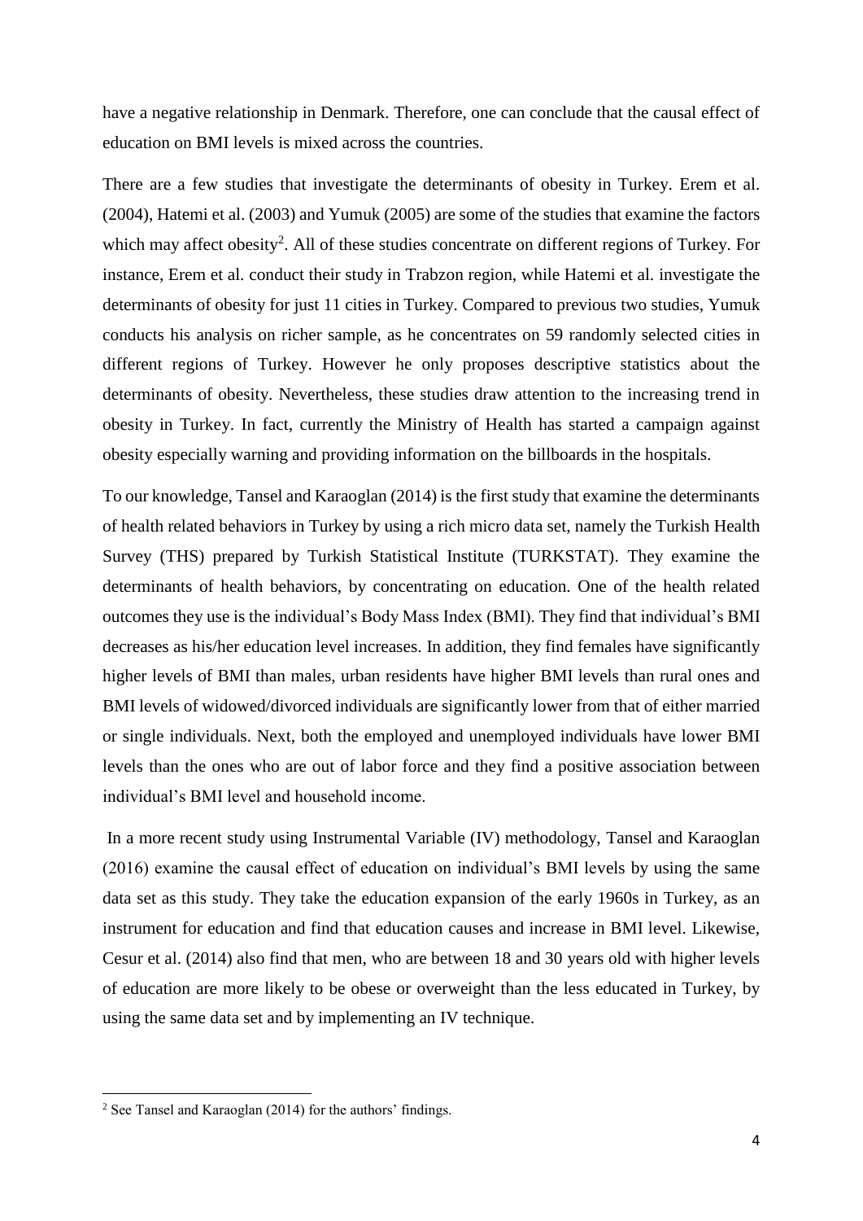have a negative relationship in Denmark. Therefore, one can conclude that the causal effect of education on BMI levels is mixed across the countries.

There are a few studies that investigate the determinants of obesity in Turkey. Erem et al. (2004), Hatemi et al. (2003) and Yumuk (2005) are some of the studies that examine the factors which may affect obesity[2]. All of these studies concentrate on different regions of Turkey. For instance, Erem et al. conduct their study in Trabzon region, while Hatemi et al. investigate the determinants of obesity for just 11 cities in Turkey. Compared to previous two studies, Yumuk conducts his analysis on richer sample, as he concentrates on 59 randomly selected cities in different regions of Turkey. However he only proposes descriptive statistics about the determinants of obesity. Nevertheless, these studies draw attention to the increasing trend in obesity in Turkey. In fact, currently the Ministry of Health has started a campaign against obesity especially warning and providing information on the billboards in the hospitals.

To our knowledge, Tansel and Karaoglan (2014) is the first study that examine the determinants of health related behaviors in Turkey by using a rich micro data set, namely the Turkish Health Survey (THS) prepared by Turkish Statistical Institute (TURKSTAT). They examine the determinants of health behaviors, by concentrating on education. One of the health related outcomes they use is the individual's Body Mass Index (BMI). They find that individual's BMI decreases as his/her education level increases. In addition, they find females have significantly higher levels of BMI than males, urban residents have higher BMI levels than rural ones and BMI levels of widowed/divorced individuals are significantly lower from that of either married or single individuals. Next, both the employed and unemployed individuals have lower BMI levels than the ones who are out of labor force and they find a positive association between individual's BMI level and household income.

In a more recent study using Instrumental Variable (IV) methodology, Tansel and Karaoglan (2016) examine the causal effect of education on individual's BMI levels by using the same data set as this study. They take the education expansion of the early 1960s in Turkey, as an instrument for education and find that education causes and increase in BMI level. Likewise, Cesur et al. (2014) also find that men, who are between 18 and 30 years old with higher levels of education are more likely to be obese or overweight than the less educated in Turkey, by using the same data set and by implementing an IV technique.

---

[2] See Tansel and Karaoglan (2014) for the authors' findings.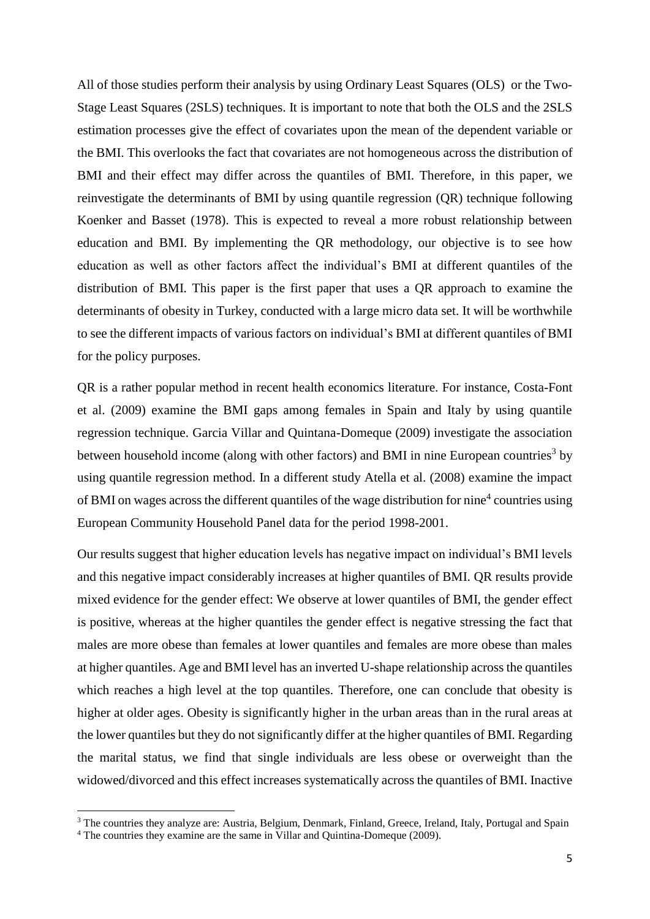All of those studies perform their analysis by using Ordinary Least Squares (OLS) or the Two-Stage Least Squares (2SLS) techniques. It is important to note that both the OLS and the 2SLS estimation processes give the effect of covariates upon the mean of the dependent variable or the BMI. This overlooks the fact that covariates are not homogeneous across the distribution of BMI and their effect may differ across the quantiles of BMI. Therefore, in this paper, we reinvestigate the determinants of BMI by using quantile regression (QR) technique following Koenker and Basset (1978). This is expected to reveal a more robust relationship between education and BMI. By implementing the QR methodology, our objective is to see how education as well as other factors affect the individual's BMI at different quantiles of the distribution of BMI. This paper is the first paper that uses a QR approach to examine the determinants of obesity in Turkey, conducted with a large micro data set. It will be worthwhile to see the different impacts of various factors on individual's BMI at different quantiles of BMI for the policy purposes.

QR is a rather popular method in recent health economics literature. For instance, Costa-Font et al. (2009) examine the BMI gaps among females in Spain and Italy by using quantile regression technique. Garcia Villar and Quintana-Domeque (2009) investigate the association between household income (along with other factors) and BMI in nine European countries[3] by using quantile regression method. In a different study Atella et al. (2008) examine the impact of BMI on wages across the different quantiles of the wage distribution for nine[4] countries using European Community Household Panel data for the period 1998-2001.

Our results suggest that higher education levels has negative impact on individual's BMI levels and this negative impact considerably increases at higher quantiles of BMI. QR results provide mixed evidence for the gender effect: We observe at lower quantiles of BMI, the gender effect is positive, whereas at the higher quantiles the gender effect is negative stressing the fact that males are more obese than females at lower quantiles and females are more obese than males at higher quantiles. Age and BMI level has an inverted U-shape relationship across the quantiles which reaches a high level at the top quantiles. Therefore, one can conclude that obesity is higher at older ages. Obesity is significantly higher in the urban areas than in the rural areas at the lower quantiles but they do not significantly differ at the higher quantiles of BMI. Regarding the marital status, we find that single individuals are less obese or overweight than the widowed/divorced and this effect increases systematically across the quantiles of BMI. Inactive

[3] The countries they analyze are: Austria, Belgium, Denmark, Finland, Greece, Ireland, Italy, Portugal and Spain

[4] The countries they examine are the same in Villar and Quintina-Domeque (2009).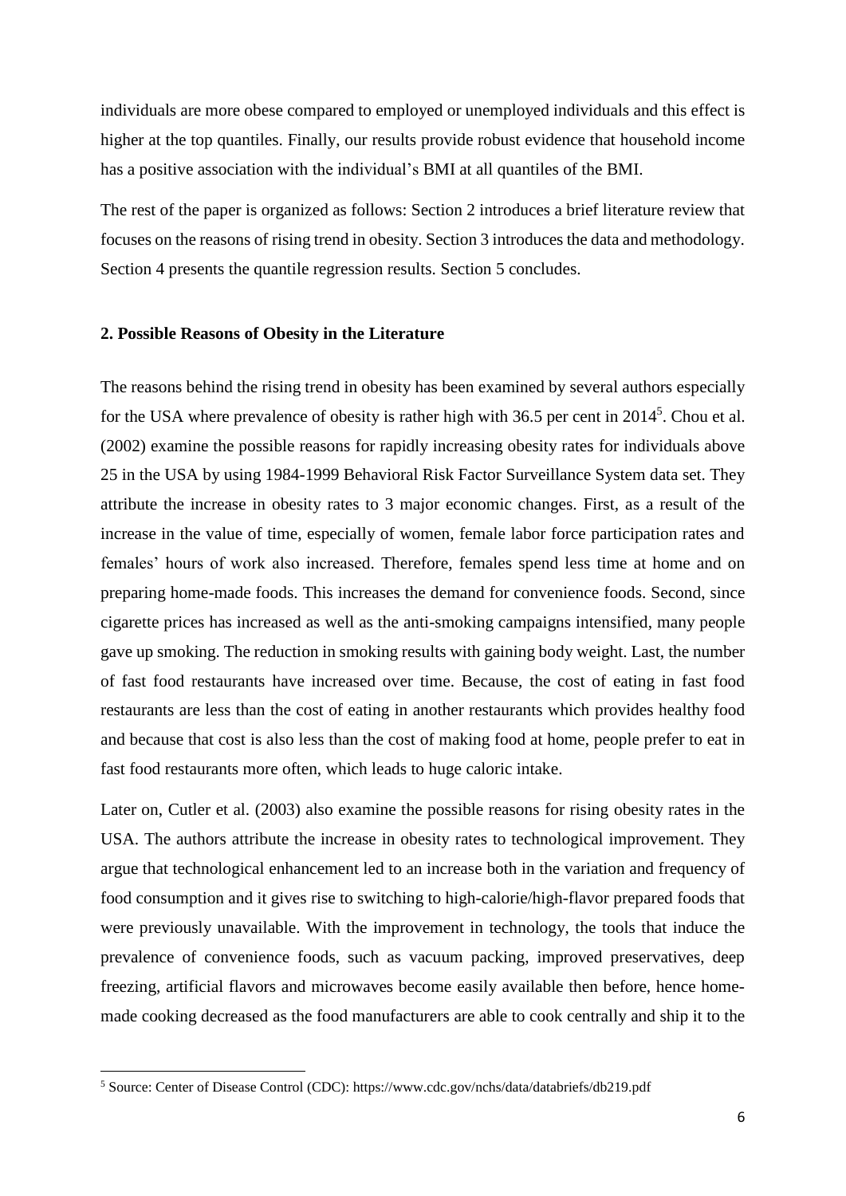individuals are more obese compared to employed or unemployed individuals and this effect is higher at the top quantiles. Finally, our results provide robust evidence that household income has a positive association with the individual's BMI at all quantiles of the BMI.

The rest of the paper is organized as follows: Section 2 introduces a brief literature review that focuses on the reasons of rising trend in obesity. Section 3 introduces the data and methodology. Section 4 presents the quantile regression results. Section 5 concludes.

## 2. Possible Reasons of Obesity in the Literature

The reasons behind the rising trend in obesity has been examined by several authors especially for the USA where prevalence of obesity is rather high with 36.5 per cent in 2014[5]. Chou et al. (2002) examine the possible reasons for rapidly increasing obesity rates for individuals above 25 in the USA by using 1984-1999 Behavioral Risk Factor Surveillance System data set. They attribute the increase in obesity rates to 3 major economic changes. First, as a result of the increase in the value of time, especially of women, female labor force participation rates and females' hours of work also increased. Therefore, females spend less time at home and on preparing home-made foods. This increases the demand for convenience foods. Second, since cigarette prices has increased as well as the anti-smoking campaigns intensified, many people gave up smoking. The reduction in smoking results with gaining body weight. Last, the number of fast food restaurants have increased over time. Because, the cost of eating in fast food restaurants are less than the cost of eating in another restaurants which provides healthy food and because that cost is also less than the cost of making food at home, people prefer to eat in fast food restaurants more often, which leads to huge caloric intake.

Later on, Cutler et al. (2003) also examine the possible reasons for rising obesity rates in the USA. The authors attribute the increase in obesity rates to technological improvement. They argue that technological enhancement led to an increase both in the variation and frequency of food consumption and it gives rise to switching to high-calorie/high-flavor prepared foods that were previously unavailable. With the improvement in technology, the tools that induce the prevalence of convenience foods, such as vacuum packing, improved preservatives, deep freezing, artificial flavors and microwaves become easily available then before, hence home-made cooking decreased as the food manufacturers are able to cook centrally and ship it to the

[5] Source: Center of Disease Control (CDC): https://www.cdc.gov/nchs/data/databriefs/db219.pdf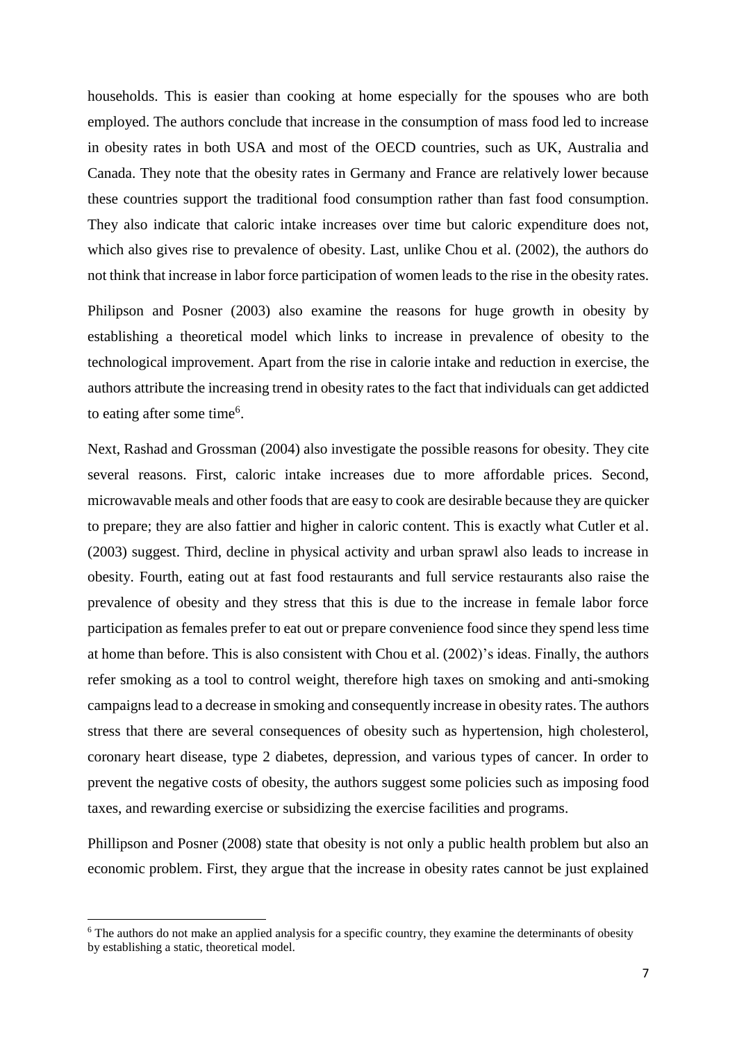households. This is easier than cooking at home especially for the spouses who are both employed. The authors conclude that increase in the consumption of mass food led to increase in obesity rates in both USA and most of the OECD countries, such as UK, Australia and Canada. They note that the obesity rates in Germany and France are relatively lower because these countries support the traditional food consumption rather than fast food consumption. They also indicate that caloric intake increases over time but caloric expenditure does not, which also gives rise to prevalence of obesity. Last, unlike Chou et al. (2002), the authors do not think that increase in labor force participation of women leads to the rise in the obesity rates.

Philipson and Posner (2003) also examine the reasons for huge growth in obesity by establishing a theoretical model which links to increase in prevalence of obesity to the technological improvement. Apart from the rise in calorie intake and reduction in exercise, the authors attribute the increasing trend in obesity rates to the fact that individuals can get addicted to eating after some time[6].

Next, Rashad and Grossman (2004) also investigate the possible reasons for obesity. They cite several reasons. First, caloric intake increases due to more affordable prices. Second, microwavable meals and other foods that are easy to cook are desirable because they are quicker to prepare; they are also fattier and higher in caloric content. This is exactly what Cutler et al. (2003) suggest. Third, decline in physical activity and urban sprawl also leads to increase in obesity. Fourth, eating out at fast food restaurants and full service restaurants also raise the prevalence of obesity and they stress that this is due to the increase in female labor force participation as females prefer to eat out or prepare convenience food since they spend less time at home than before. This is also consistent with Chou et al. (2002)'s ideas. Finally, the authors refer smoking as a tool to control weight, therefore high taxes on smoking and anti-smoking campaigns lead to a decrease in smoking and consequently increase in obesity rates. The authors stress that there are several consequences of obesity such as hypertension, high cholesterol, coronary heart disease, type 2 diabetes, depression, and various types of cancer. In order to prevent the negative costs of obesity, the authors suggest some policies such as imposing food taxes, and rewarding exercise or subsidizing the exercise facilities and programs.

Phillipson and Posner (2008) state that obesity is not only a public health problem but also an economic problem. First, they argue that the increase in obesity rates cannot be just explained

[6] The authors do not make an applied analysis for a specific country, they examine the determinants of obesity by establishing a static, theoretical model.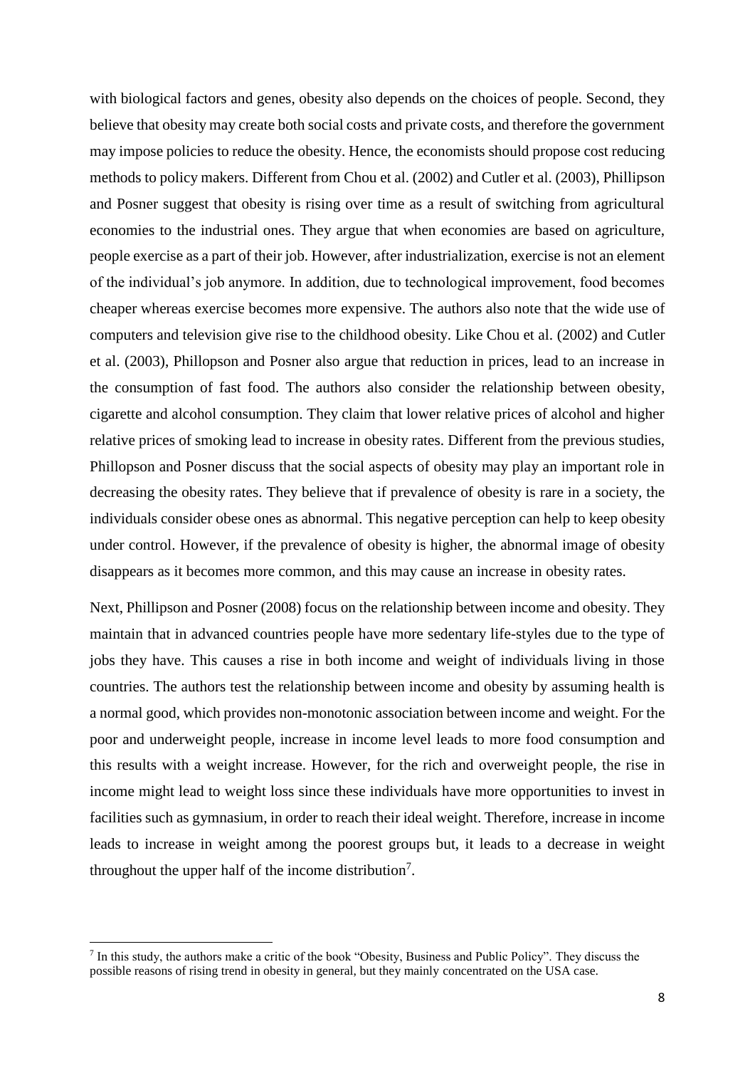with biological factors and genes, obesity also depends on the choices of people. Second, they believe that obesity may create both social costs and private costs, and therefore the government may impose policies to reduce the obesity. Hence, the economists should propose cost reducing methods to policy makers. Different from Chou et al. (2002) and Cutler et al. (2003), Phillipson and Posner suggest that obesity is rising over time as a result of switching from agricultural economies to the industrial ones. They argue that when economies are based on agriculture, people exercise as a part of their job. However, after industrialization, exercise is not an element of the individual's job anymore. In addition, due to technological improvement, food becomes cheaper whereas exercise becomes more expensive. The authors also note that the wide use of computers and television give rise to the childhood obesity. Like Chou et al. (2002) and Cutler et al. (2003), Phillopson and Posner also argue that reduction in prices, lead to an increase in the consumption of fast food. The authors also consider the relationship between obesity, cigarette and alcohol consumption. They claim that lower relative prices of alcohol and higher relative prices of smoking lead to increase in obesity rates. Different from the previous studies, Phillopson and Posner discuss that the social aspects of obesity may play an important role in decreasing the obesity rates. They believe that if prevalence of obesity is rare in a society, the individuals consider obese ones as abnormal. This negative perception can help to keep obesity under control. However, if the prevalence of obesity is higher, the abnormal image of obesity disappears as it becomes more common, and this may cause an increase in obesity rates.

Next, Phillipson and Posner (2008) focus on the relationship between income and obesity. They maintain that in advanced countries people have more sedentary life-styles due to the type of jobs they have. This causes a rise in both income and weight of individuals living in those countries. The authors test the relationship between income and obesity by assuming health is a normal good, which provides non-monotonic association between income and weight. For the poor and underweight people, increase in income level leads to more food consumption and this results with a weight increase. However, for the rich and overweight people, the rise in income might lead to weight loss since these individuals have more opportunities to invest in facilities such as gymnasium, in order to reach their ideal weight. Therefore, increase in income leads to increase in weight among the poorest groups but, it leads to a decrease in weight throughout the upper half of the income distribution[7].

[7] In this study, the authors make a critic of the book "Obesity, Business and Public Policy". They discuss the possible reasons of rising trend in obesity in general, but they mainly concentrated on the USA case.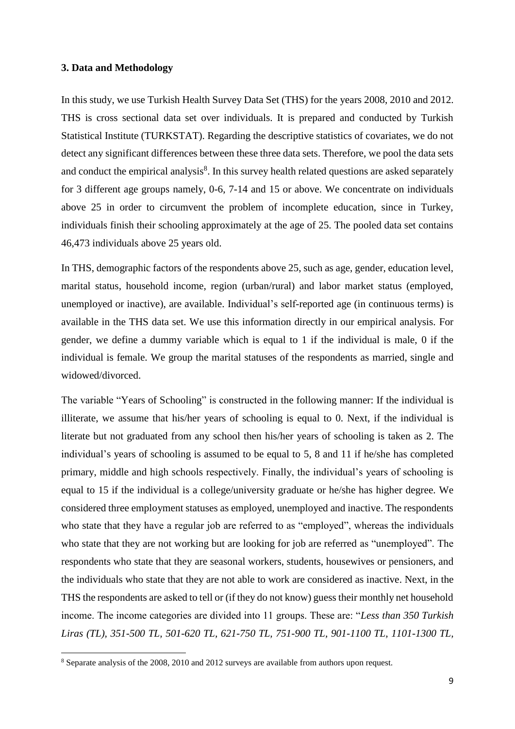### 3. Data and Methodology

In this study, we use Turkish Health Survey Data Set (THS) for the years 2008, 2010 and 2012. THS is cross sectional data set over individuals. It is prepared and conducted by Turkish Statistical Institute (TURKSTAT). Regarding the descriptive statistics of covariates, we do not detect any significant differences between these three data sets. Therefore, we pool the data sets and conduct the empirical analysis[8]. In this survey health related questions are asked separately for 3 different age groups namely, 0-6, 7-14 and 15 or above. We concentrate on individuals above 25 in order to circumvent the problem of incomplete education, since in Turkey, individuals finish their schooling approximately at the age of 25. The pooled data set contains 46,473 individuals above 25 years old.

In THS, demographic factors of the respondents above 25, such as age, gender, education level, marital status, household income, region (urban/rural) and labor market status (employed, unemployed or inactive), are available. Individual's self-reported age (in continuous terms) is available in the THS data set. We use this information directly in our empirical analysis. For gender, we define a dummy variable which is equal to 1 if the individual is male, 0 if the individual is female. We group the marital statuses of the respondents as married, single and widowed/divorced.

The variable "Years of Schooling" is constructed in the following manner: If the individual is illiterate, we assume that his/her years of schooling is equal to 0. Next, if the individual is literate but not graduated from any school then his/her years of schooling is taken as 2. The individual's years of schooling is assumed to be equal to 5, 8 and 11 if he/she has completed primary, middle and high schools respectively. Finally, the individual's years of schooling is equal to 15 if the individual is a college/university graduate or he/she has higher degree. We considered three employment statuses as employed, unemployed and inactive. The respondents who state that they have a regular job are referred to as "employed", whereas the individuals who state that they are not working but are looking for job are referred as "unemployed". The respondents who state that they are seasonal workers, students, housewives or pensioners, and the individuals who state that they are not able to work are considered as inactive. Next, in the THS the respondents are asked to tell or (if they do not know) guess their monthly net household income. The income categories are divided into 11 groups. These are: "*Less than 350 Turkish Liras (TL), 351-500 TL, 501-620 TL, 621-750 TL, 751-900 TL, 901-1100 TL, 1101-1300 TL,*

[8] Separate analysis of the 2008, 2010 and 2012 surveys are available from authors upon request.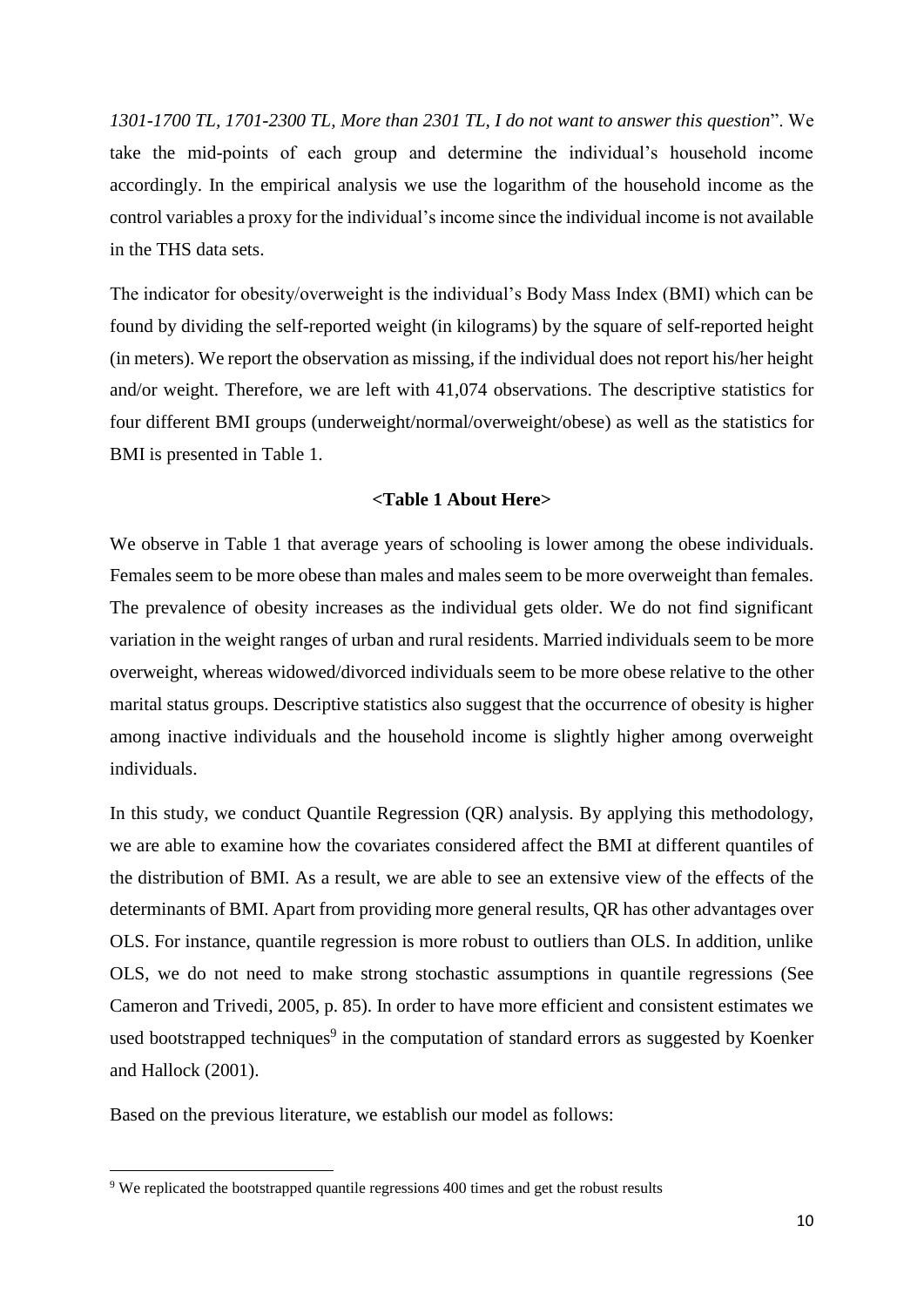*1301-1700 TL, 1701-2300 TL, More than 2301 TL, I do not want to answer this question*". We take the mid-points of each group and determine the individual's household income accordingly. In the empirical analysis we use the logarithm of the household income as the control variables a proxy for the individual's income since the individual income is not available in the THS data sets.

The indicator for obesity/overweight is the individual's Body Mass Index (BMI) which can be found by dividing the self-reported weight (in kilograms) by the square of self-reported height (in meters). We report the observation as missing, if the individual does not report his/her height and/or weight. Therefore, we are left with 41,074 observations. The descriptive statistics for four different BMI groups (underweight/normal/overweight/obese) as well as the statistics for BMI is presented in Table 1.

**<Table 1 About Here>**

We observe in Table 1 that average years of schooling is lower among the obese individuals. Females seem to be more obese than males and males seem to be more overweight than females. The prevalence of obesity increases as the individual gets older. We do not find significant variation in the weight ranges of urban and rural residents. Married individuals seem to be more overweight, whereas widowed/divorced individuals seem to be more obese relative to the other marital status groups. Descriptive statistics also suggest that the occurrence of obesity is higher among inactive individuals and the household income is slightly higher among overweight individuals.

In this study, we conduct Quantile Regression (QR) analysis. By applying this methodology, we are able to examine how the covariates considered affect the BMI at different quantiles of the distribution of BMI. As a result, we are able to see an extensive view of the effects of the determinants of BMI. Apart from providing more general results, QR has other advantages over OLS. For instance, quantile regression is more robust to outliers than OLS. In addition, unlike OLS, we do not need to make strong stochastic assumptions in quantile regressions (See Cameron and Trivedi, 2005, p. 85). In order to have more efficient and consistent estimates we used bootstrapped techniques[9] in the computation of standard errors as suggested by Koenker and Hallock (2001).

Based on the previous literature, we establish our model as follows:

[9] We replicated the bootstrapped quantile regressions 400 times and get the robust results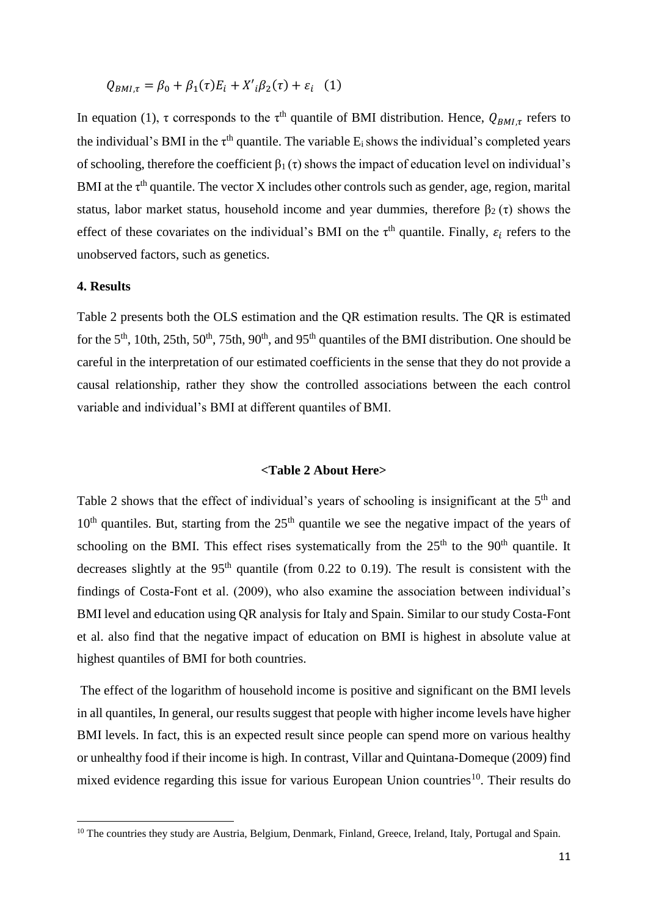$$Q_{BMI,\tau} = \beta_0 + \beta_1(\tau)E_i + X'_i\beta_2(\tau) + \varepsilon_i \quad (1)$$

In equation (1), $\tau$ corresponds to the $\tau^{th}$ quantile of BMI distribution. Hence, $Q_{BMI,\tau}$ refers to the individual's BMI in the $\tau^{th}$ quantile. The variable $E_i$ shows the individual's completed years of schooling, therefore the coefficient $\beta_1(\tau)$ shows the impact of education level on individual's BMI at the $\tau^{th}$ quantile. The vector X includes other controls such as gender, age, region, marital status, labor market status, household income and year dummies, therefore $\beta_2(\tau)$ shows the effect of these covariates on the individual's BMI on the $\tau^{th}$ quantile. Finally, $\varepsilon_i$ refers to the unobserved factors, such as genetics.

## 4. Results

Table 2 presents both the OLS estimation and the QR estimation results. The QR is estimated for the 5th, 10th, 25th, 50th, 75th, 90th, and 95th quantiles of the BMI distribution. One should be careful in the interpretation of our estimated coefficients in the sense that they do not provide a causal relationship, rather they show the controlled associations between the each control variable and individual's BMI at different quantiles of BMI.

**<Table 2 About Here>**

Table 2 shows that the effect of individual's years of schooling is insignificant at the 5th and 10th quantiles. But, starting from the 25th quantile we see the negative impact of the years of schooling on the BMI. This effect rises systematically from the 25th to the 90th quantile. It decreases slightly at the 95th quantile (from 0.22 to 0.19). The result is consistent with the findings of Costa-Font et al. (2009), who also examine the association between individual's BMI level and education using QR analysis for Italy and Spain. Similar to our study Costa-Font et al. also find that the negative impact of education on BMI is highest in absolute value at highest quantiles of BMI for both countries.

The effect of the logarithm of household income is positive and significant on the BMI levels in all quantiles, In general, our results suggest that people with higher income levels have higher BMI levels. In fact, this is an expected result since people can spend more on various healthy or unhealthy food if their income is high. In contrast, Villar and Quintana-Domeque (2009) find mixed evidence regarding this issue for various European Union countries[10]. Their results do

[10] The countries they study are Austria, Belgium, Denmark, Finland, Greece, Ireland, Italy, Portugal and Spain.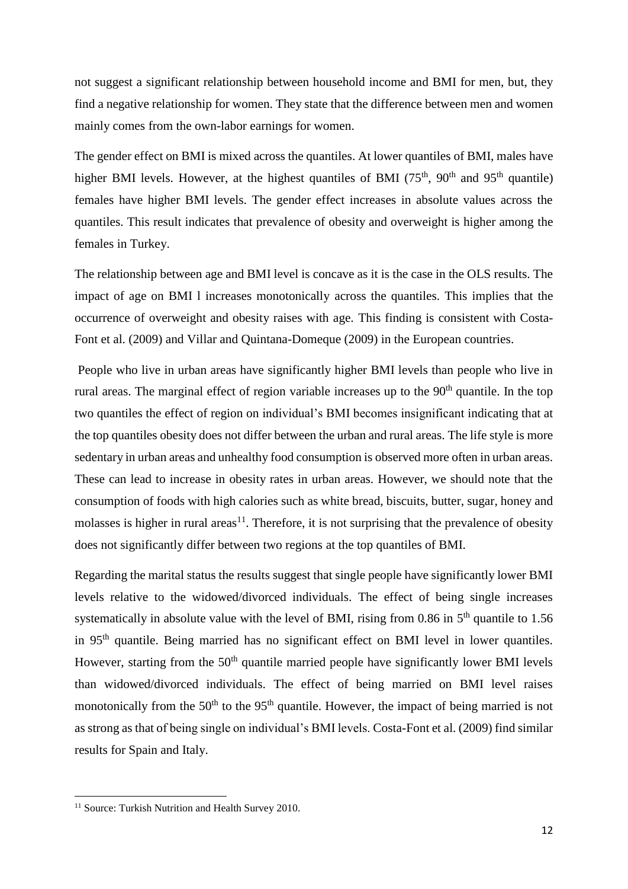not suggest a significant relationship between household income and BMI for men, but, they find a negative relationship for women. They state that the difference between men and women mainly comes from the own-labor earnings for women.

The gender effect on BMI is mixed across the quantiles. At lower quantiles of BMI, males have higher BMI levels. However, at the highest quantiles of BMI ($75^{th}$, $90^{th}$ and $95^{th}$ quantile) females have higher BMI levels. The gender effect increases in absolute values across the quantiles. This result indicates that prevalence of obesity and overweight is higher among the females in Turkey.

The relationship between age and BMI level is concave as it is the case in the OLS results. The impact of age on BMI l increases monotonically across the quantiles. This implies that the occurrence of overweight and obesity raises with age. This finding is consistent with Costa-Font et al. (2009) and Villar and Quintana-Domeque (2009) in the European countries.

People who live in urban areas have significantly higher BMI levels than people who live in rural areas. The marginal effect of region variable increases up to the $90^{th}$ quantile. In the top two quantiles the effect of region on individual's BMI becomes insignificant indicating that at the top quantiles obesity does not differ between the urban and rural areas. The life style is more sedentary in urban areas and unhealthy food consumption is observed more often in urban areas. These can lead to increase in obesity rates in urban areas. However, we should note that the consumption of foods with high calories such as white bread, biscuits, butter, sugar, honey and molasses is higher in rural areas[11]. Therefore, it is not surprising that the prevalence of obesity does not significantly differ between two regions at the top quantiles of BMI.

Regarding the marital status the results suggest that single people have significantly lower BMI levels relative to the widowed/divorced individuals. The effect of being single increases systematically in absolute value with the level of BMI, rising from 0.86 in $5^{th}$ quantile to 1.56 in $95^{th}$ quantile. Being married has no significant effect on BMI level in lower quantiles. However, starting from the $50^{th}$ quantile married people have significantly lower BMI levels than widowed/divorced individuals. The effect of being married on BMI level raises monotonically from the $50^{th}$ to the $95^{th}$ quantile. However, the impact of being married is not as strong as that of being single on individual's BMI levels. Costa-Font et al. (2009) find similar results for Spain and Italy.

---

[11] Source: Turkish Nutrition and Health Survey 2010.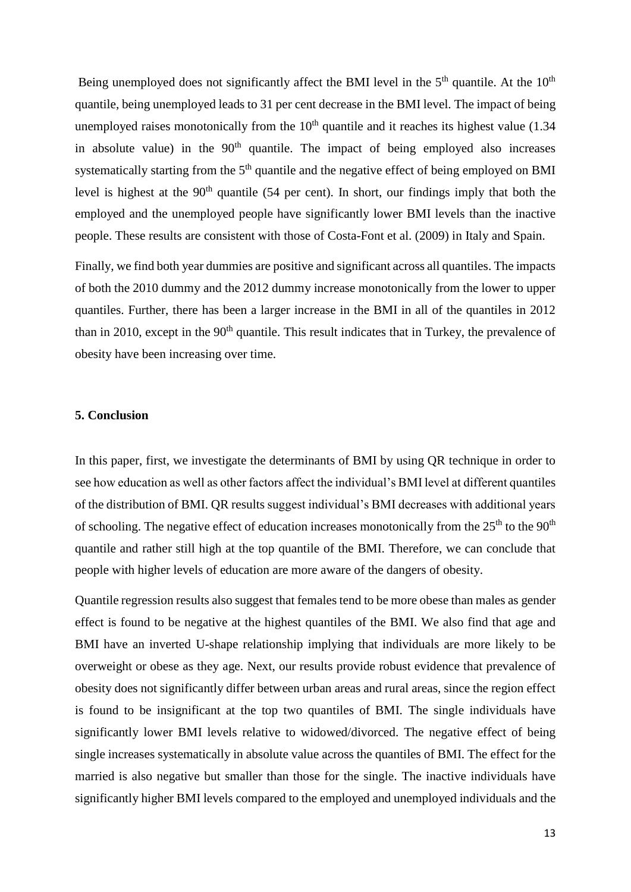Being unemployed does not significantly affect the BMI level in the 5th quantile. At the 10th quantile, being unemployed leads to 31 per cent decrease in the BMI level. The impact of being unemployed raises monotonically from the 10th quantile and it reaches its highest value (1.34 in absolute value) in the 90th quantile. The impact of being employed also increases systematically starting from the 5th quantile and the negative effect of being employed on BMI level is highest at the 90th quantile (54 per cent). In short, our findings imply that both the employed and the unemployed people have significantly lower BMI levels than the inactive people. These results are consistent with those of Costa-Font et al. (2009) in Italy and Spain.

Finally, we find both year dummies are positive and significant across all quantiles. The impacts of both the 2010 dummy and the 2012 dummy increase monotonically from the lower to upper quantiles. Further, there has been a larger increase in the BMI in all of the quantiles in 2012 than in 2010, except in the 90th quantile. This result indicates that in Turkey, the prevalence of obesity have been increasing over time.

**5. Conclusion**

In this paper, first, we investigate the determinants of BMI by using QR technique in order to see how education as well as other factors affect the individual's BMI level at different quantiles of the distribution of BMI. QR results suggest individual's BMI decreases with additional years of schooling. The negative effect of education increases monotonically from the 25th to the 90th quantile and rather still high at the top quantile of the BMI. Therefore, we can conclude that people with higher levels of education are more aware of the dangers of obesity.

Quantile regression results also suggest that females tend to be more obese than males as gender effect is found to be negative at the highest quantiles of the BMI. We also find that age and BMI have an inverted U-shape relationship implying that individuals are more likely to be overweight or obese as they age. Next, our results provide robust evidence that prevalence of obesity does not significantly differ between urban areas and rural areas, since the region effect is found to be insignificant at the top two quantiles of BMI. The single individuals have significantly lower BMI levels relative to widowed/divorced. The negative effect of being single increases systematically in absolute value across the quantiles of BMI. The effect for the married is also negative but smaller than those for the single. The inactive individuals have significantly higher BMI levels compared to the employed and unemployed individuals and the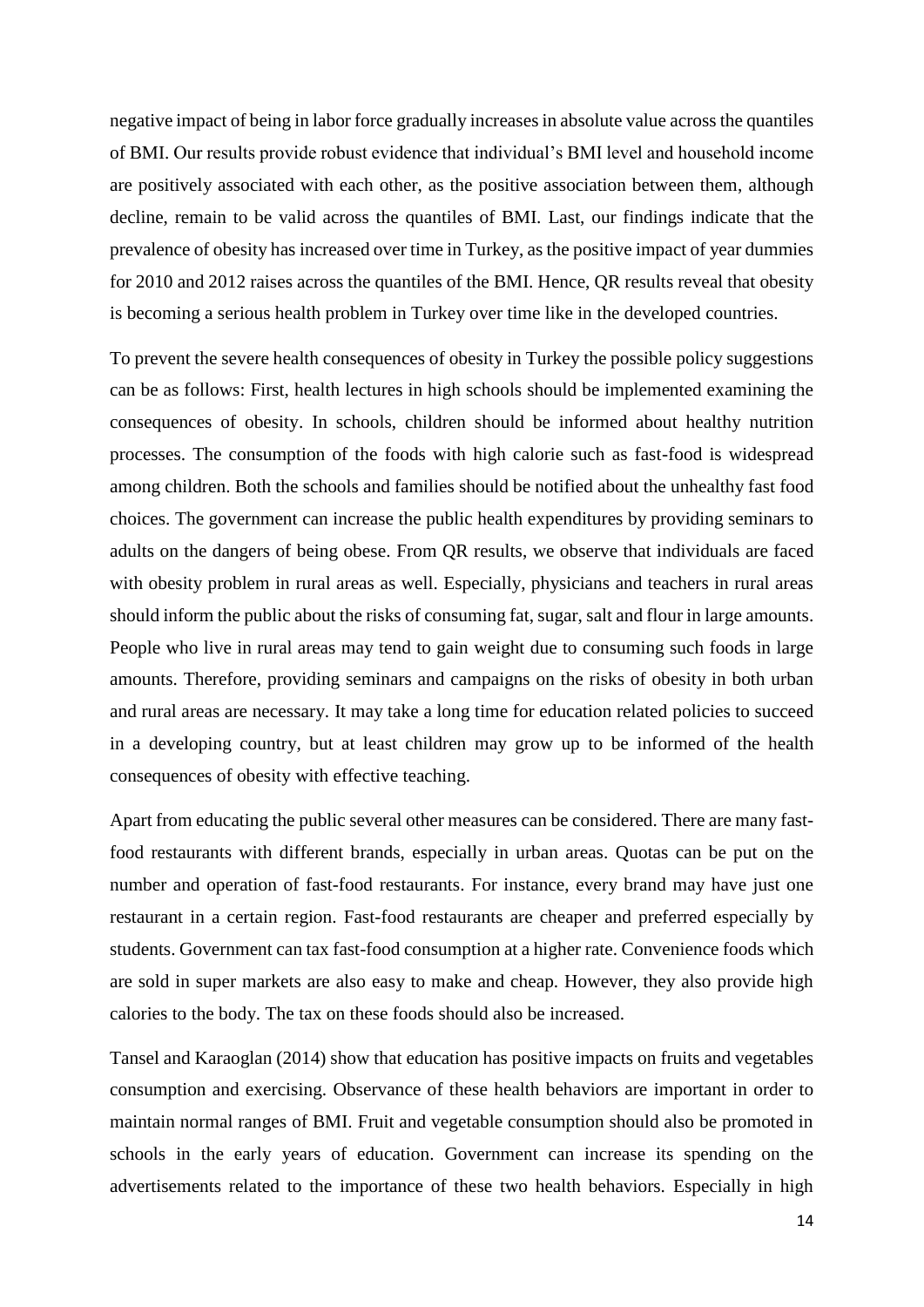negative impact of being in labor force gradually increases in absolute value across the quantiles of BMI. Our results provide robust evidence that individual's BMI level and household income are positively associated with each other, as the positive association between them, although decline, remain to be valid across the quantiles of BMI. Last, our findings indicate that the prevalence of obesity has increased over time in Turkey, as the positive impact of year dummies for 2010 and 2012 raises across the quantiles of the BMI. Hence, QR results reveal that obesity is becoming a serious health problem in Turkey over time like in the developed countries.

To prevent the severe health consequences of obesity in Turkey the possible policy suggestions can be as follows: First, health lectures in high schools should be implemented examining the consequences of obesity. In schools, children should be informed about healthy nutrition processes. The consumption of the foods with high calorie such as fast-food is widespread among children. Both the schools and families should be notified about the unhealthy fast food choices. The government can increase the public health expenditures by providing seminars to adults on the dangers of being obese. From QR results, we observe that individuals are faced with obesity problem in rural areas as well. Especially, physicians and teachers in rural areas should inform the public about the risks of consuming fat, sugar, salt and flour in large amounts. People who live in rural areas may tend to gain weight due to consuming such foods in large amounts. Therefore, providing seminars and campaigns on the risks of obesity in both urban and rural areas are necessary. It may take a long time for education related policies to succeed in a developing country, but at least children may grow up to be informed of the health consequences of obesity with effective teaching.

Apart from educating the public several other measures can be considered. There are many fast-food restaurants with different brands, especially in urban areas. Quotas can be put on the number and operation of fast-food restaurants. For instance, every brand may have just one restaurant in a certain region. Fast-food restaurants are cheaper and preferred especially by students. Government can tax fast-food consumption at a higher rate. Convenience foods which are sold in super markets are also easy to make and cheap. However, they also provide high calories to the body. The tax on these foods should also be increased.

Tansel and Karaoglan (2014) show that education has positive impacts on fruits and vegetables consumption and exercising. Observance of these health behaviors are important in order to maintain normal ranges of BMI. Fruit and vegetable consumption should also be promoted in schools in the early years of education. Government can increase its spending on the advertisements related to the importance of these two health behaviors. Especially in high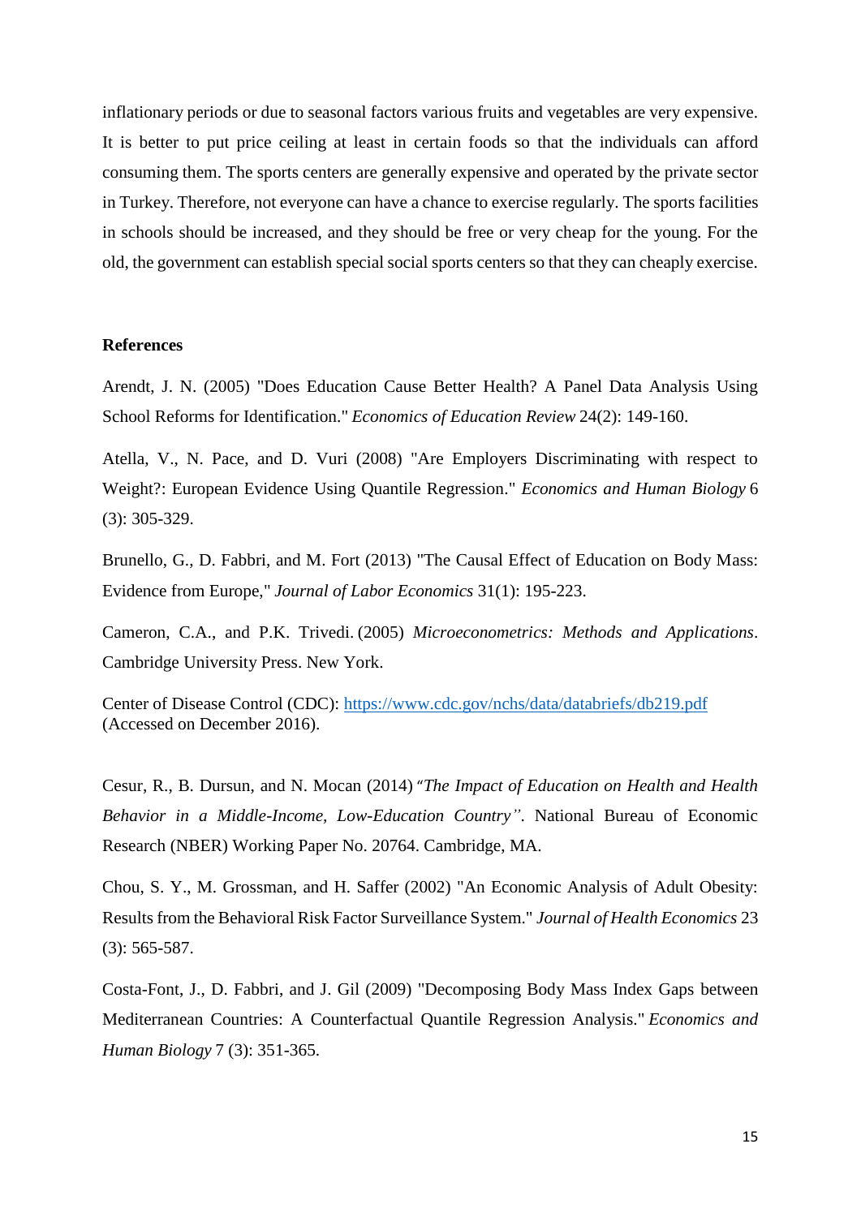inflationary periods or due to seasonal factors various fruits and vegetables are very expensive. It is better to put price ceiling at least in certain foods so that the individuals can afford consuming them. The sports centers are generally expensive and operated by the private sector in Turkey. Therefore, not everyone can have a chance to exercise regularly. The sports facilities in schools should be increased, and they should be free or very cheap for the young. For the old, the government can establish special social sports centers so that they can cheaply exercise.

**References**

Arendt, J. N. (2005) "Does Education Cause Better Health? A Panel Data Analysis Using School Reforms for Identification." *Economics of Education Review* 24(2): 149-160.

Atella, V., N. Pace, and D. Vuri (2008) "Are Employers Discriminating with respect to Weight?: European Evidence Using Quantile Regression." *Economics and Human Biology* 6 (3): 305-329.

Brunello, G., D. Fabbri, and M. Fort (2013) "The Causal Effect of Education on Body Mass: Evidence from Europe," *Journal of Labor Economics* 31(1): 195-223.

Cameron, C.A., and P.K. Trivedi. (2005) *Microeconometrics: Methods and Applications*. Cambridge University Press. New York.

Center of Disease Control (CDC): https://www.cdc.gov/nchs/data/databriefs/db219.pdf (Accessed on December 2016).

Cesur, R., B. Dursun, and N. Mocan (2014) *"The Impact of Education on Health and Health Behavior in a Middle-Income, Low-Education Country"*. National Bureau of Economic Research (NBER) Working Paper No. 20764. Cambridge, MA.

Chou, S. Y., M. Grossman, and H. Saffer (2002) "An Economic Analysis of Adult Obesity: Results from the Behavioral Risk Factor Surveillance System." *Journal of Health Economics* 23 (3): 565-587.

Costa-Font, J., D. Fabbri, and J. Gil (2009) "Decomposing Body Mass Index Gaps between Mediterranean Countries: A Counterfactual Quantile Regression Analysis." *Economics and Human Biology* 7 (3): 351-365.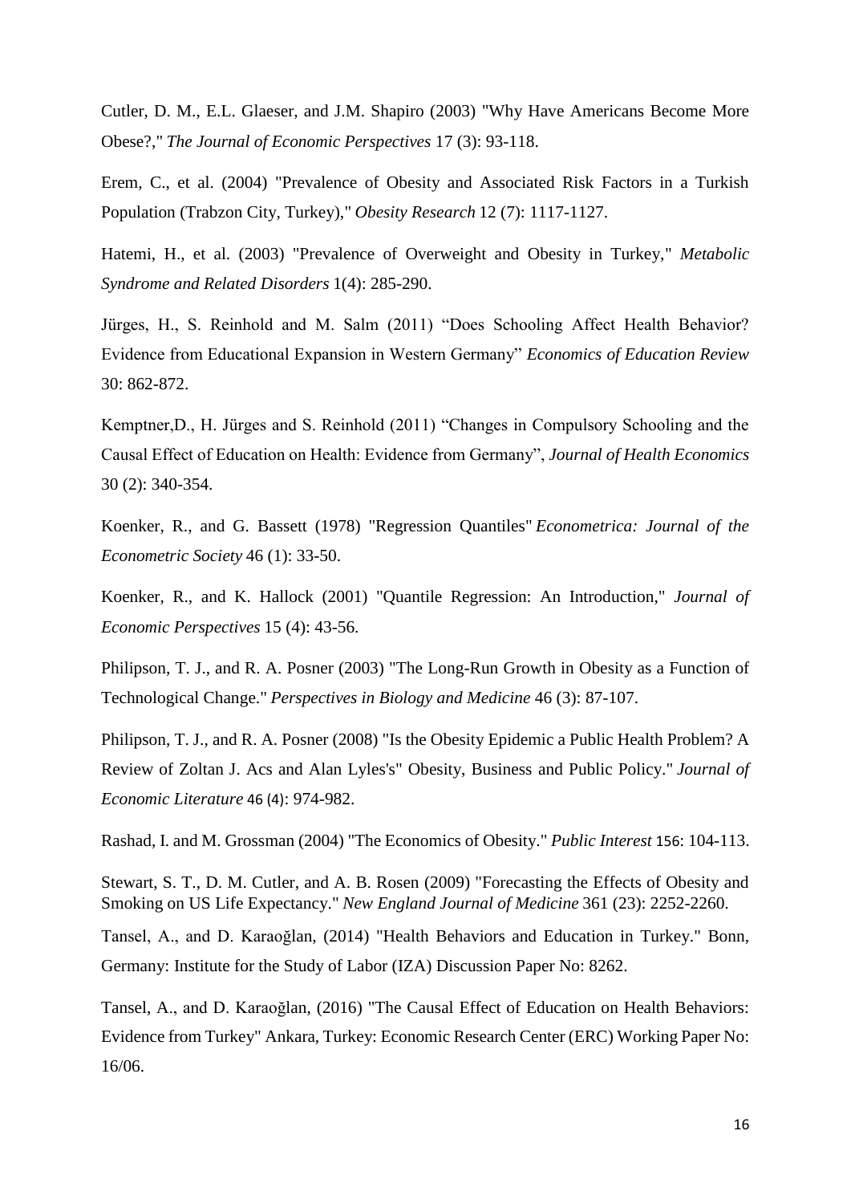Cutler, D. M., E.L. Glaeser, and J.M. Shapiro (2003) "Why Have Americans Become More Obese?," *The Journal of Economic Perspectives* 17 (3): 93-118.

Erem, C., et al. (2004) "Prevalence of Obesity and Associated Risk Factors in a Turkish Population (Trabzon City, Turkey)," *Obesity Research* 12 (7): 1117-1127.

Hatemi, H., et al. (2003) "Prevalence of Overweight and Obesity in Turkey," *Metabolic Syndrome and Related Disorders* 1(4): 285-290.

Jürges, H., S. Reinhold and M. Salm (2011) "Does Schooling Affect Health Behavior? Evidence from Educational Expansion in Western Germany" *Economics of Education Review* 30: 862-872.

Kemptner,D., H. Jürges and S. Reinhold (2011) "Changes in Compulsory Schooling and the Causal Effect of Education on Health: Evidence from Germany", *Journal of Health Economics* 30 (2): 340-354.

Koenker, R., and G. Bassett (1978) "Regression Quantiles" *Econometrica: Journal of the Econometric Society* 46 (1): 33-50.

Koenker, R., and K. Hallock (2001) "Quantile Regression: An Introduction," *Journal of Economic Perspectives* 15 (4): 43-56.

Philipson, T. J., and R. A. Posner (2003) "The Long-Run Growth in Obesity as a Function of Technological Change." *Perspectives in Biology and Medicine* 46 (3): 87-107.

Philipson, T. J., and R. A. Posner (2008) "Is the Obesity Epidemic a Public Health Problem? A Review of Zoltan J. Acs and Alan Lyles's" Obesity, Business and Public Policy." *Journal of Economic Literature* 46 (4): 974-982.

Rashad, I. and M. Grossman (2004) "The Economics of Obesity." *Public Interest* 156: 104-113.

Stewart, S. T., D. M. Cutler, and A. B. Rosen (2009) "Forecasting the Effects of Obesity and Smoking on US Life Expectancy." *New England Journal of Medicine* 361 (23): 2252-2260.

Tansel, A., and D. Karaoğlan, (2014) "Health Behaviors and Education in Turkey." Bonn, Germany: Institute for the Study of Labor (IZA) Discussion Paper No: 8262.

Tansel, A., and D. Karaoğlan, (2016) "The Causal Effect of Education on Health Behaviors: Evidence from Turkey" Ankara, Turkey: Economic Research Center (ERC) Working Paper No: 16/06.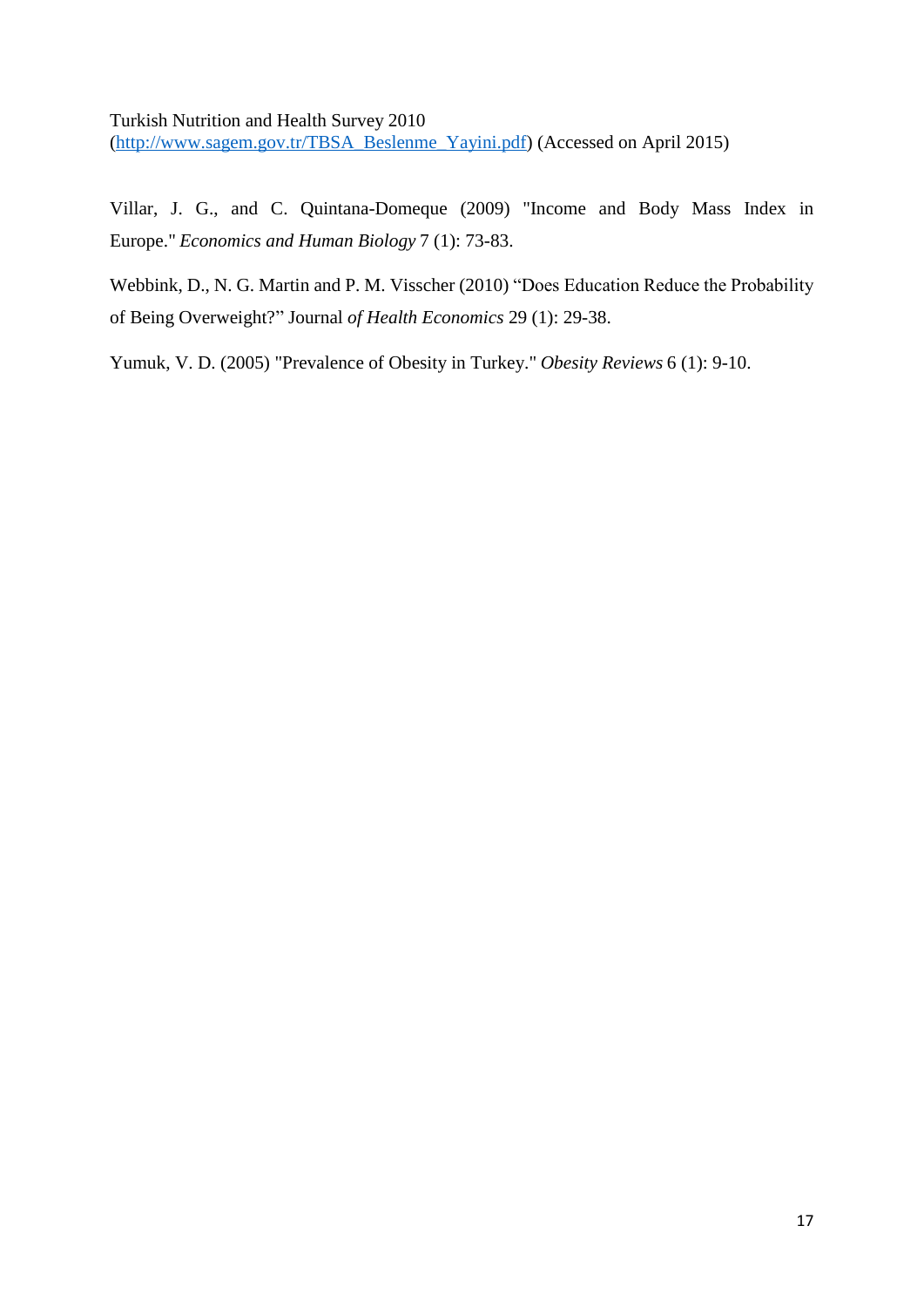Turkish Nutrition and Health Survey 2010
(http://www.sagem.gov.tr/TBSA_Beslenme_Yayini.pdf) (Accessed on April 2015)

Villar, J. G., and C. Quintana-Domeque (2009) "Income and Body Mass Index in Europe." *Economics and Human Biology* 7 (1): 73-83.

Webbink, D., N. G. Martin and P. M. Visscher (2010) "Does Education Reduce the Probability of Being Overweight?" Journal *of Health Economics* 29 (1): 29-38.

Yumuk, V. D. (2005) "Prevalence of Obesity in Turkey." *Obesity Reviews* 6 (1): 9-10.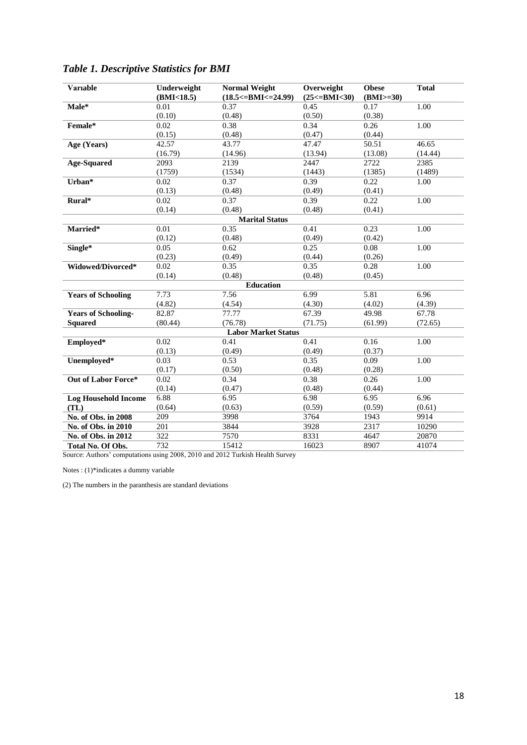# *Table 1. Descriptive Statistics for BMI*

| Varıable | Underweight (BMI<18.5) | Normal Weight (18.5<=BMI<=24.99) | Overweight (25<=BMI<30) | Obese (BMI>=30) | Total |
|---|---|---|---|---|---|
| **Male*** | 0.01 | 0.37 | 0.45 | 0.17 | 1.00 |
| | (0.10) | (0.48) | (0.50) | (0.38) | |
| **Female*** | 0.02 | 0.38 | 0.34 | 0.26 | 1.00 |
| | (0.15) | (0.48) | (0.47) | (0.44) | |
| **Age (Years)** | 42.57 | 43.77 | 47.47 | 50.51 | 46.65 |
| | (16.79) | (14.96) | (13.94) | (13.08) | (14.44) |
| **Age-Squared** | 2093 | 2139 | 2447 | 2722 | 2385 |
| | (1759) | (1534) | (1443) | (1385) | (1489) |
| **Urban*** | 0.02 | 0.37 | 0.39 | 0.22 | 1.00 |
| | (0.13) | (0.48) | (0.49) | (0.41) | |
| **Rural*** | 0.02 | 0.37 | 0.39 | 0.22 | 1.00 |
| | (0.14) | (0.48) | (0.48) | (0.41) | |
| | | **Marital Status** | | | |
| **Married*** | 0.01 | 0.35 | 0.41 | 0.23 | 1.00 |
| | (0.12) | (0.48) | (0.49) | (0.42) | |
| **Single*** | 0.05 | 0.62 | 0.25 | 0.08 | 1.00 |
| | (0.23) | (0.49) | (0.44) | (0.26) | |
| **Widowed/Divorced*** | 0.02 | 0.35 | 0.35 | 0.28 | 1.00 |
| | (0.14) | (0.48) | (0.48) | (0.45) | |
| | | **Education** | | | |
| **Years of Schooling** | 7.73 | 7.56 | 6.99 | 5.81 | 6.96 |
| | (4.82) | (4.54) | (4.30) | (4.02) | (4.39) |
| **Years of Schooling-Squared** | 82.87 | 77.77 | 67.39 | 49.98 | 67.78 |
| | (80.44) | (76.78) | (71.75) | (61.99) | (72.65) |
| | | **Labor Market Status** | | | |
| **Employed*** | 0.02 | 0.41 | 0.41 | 0.16 | 1.00 |
| | (0.13) | (0.49) | (0.49) | (0.37) | |
| **Unemployed*** | 0.03 | 0.53 | 0.35 | 0.09 | 1.00 |
| | (0.17) | (0.50) | (0.48) | (0.28) | |
| **Out of Labor Force*** | 0.02 | 0.34 | 0.38 | 0.26 | 1.00 |
| | (0.14) | (0.47) | (0.48) | (0.44) | |
| **Log Household Income (TL)** | 6.88 | 6.95 | 6.98 | 6.95 | 6.96 |
| | (0.64) | (0.63) | (0.59) | (0.59) | (0.61) |
| **No. of Obs. in 2008** | 209 | 3998 | 3764 | 1943 | 9914 |
| **No. of Obs. in 2010** | 201 | 3844 | 3928 | 2317 | 10290 |
| **No. of Obs. in 2012** | 322 | 7570 | 8331 | 4647 | 20870 |
| **Total No. Of Obs.** | 732 | 15412 | 16023 | 8907 | 41074 |

Source: Authors' computations using 2008, 2010 and 2012 Turkish Health Survey

Notes : (1)*indicates a dummy variable

(2) The numbers in the paranthesis are standard deviations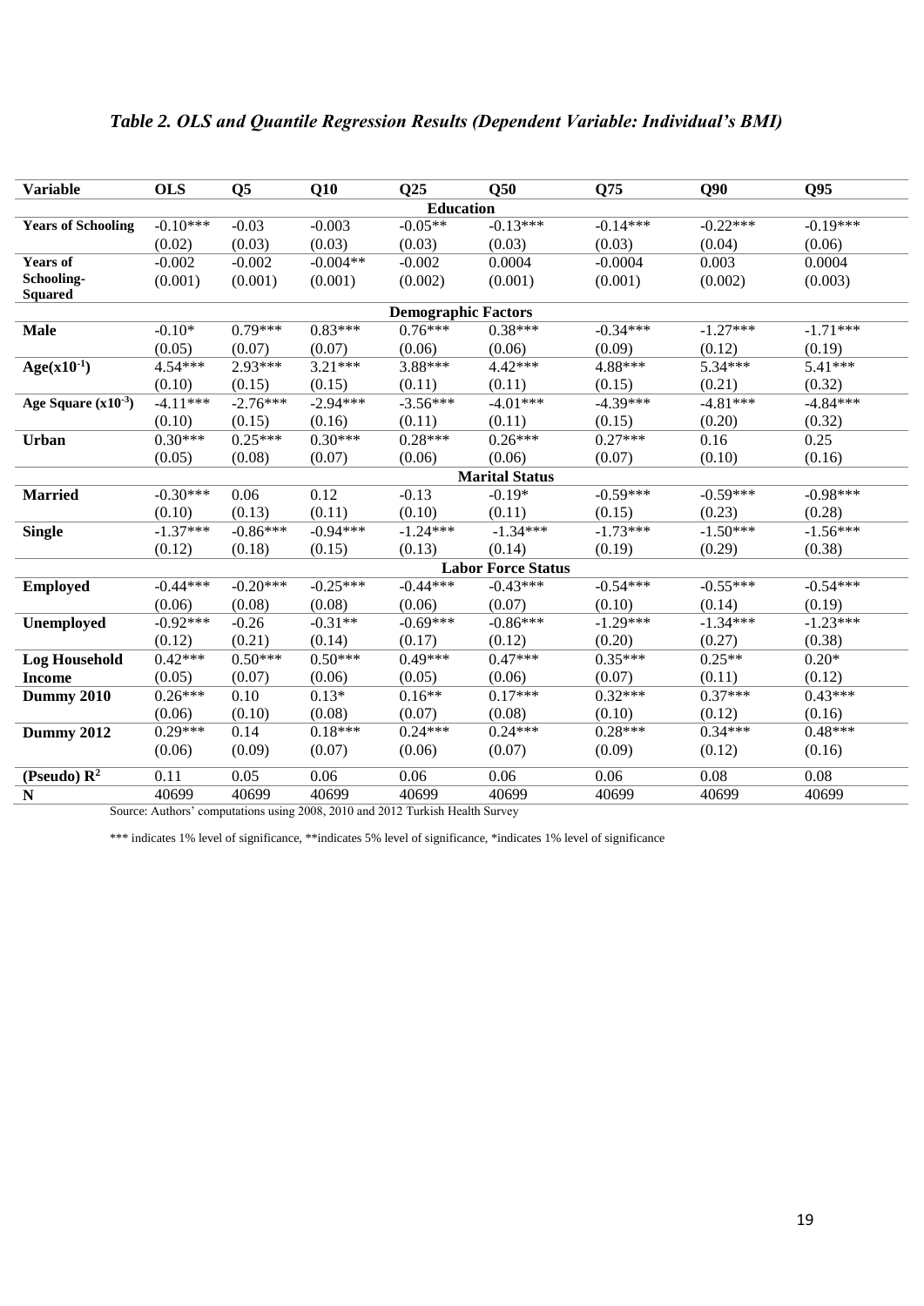*Table 2. OLS and Quantile Regression Results (Dependent Variable: Individual's BMI)*

| Variable | OLS | Q5 | Q10 | Q25 | Q50 | Q75 | Q90 | Q95 |
|---|---|---|---|---|---|---|---|---|
| | | | | **Education** | | | | |
| **Years of Schooling** | -0.10*** | -0.03 | -0.003 | -0.05** | -0.13*** | -0.14*** | -0.22*** | -0.19*** |
| | (0.02) | (0.03) | (0.03) | (0.03) | (0.03) | (0.03) | (0.04) | (0.06) |
| **Years of Schooling-Squared** | -0.002 | -0.002 | -0.004** | -0.002 | 0.0004 | -0.0004 | 0.003 | 0.0004 |
| | (0.001) | (0.001) | (0.001) | (0.002) | (0.001) | (0.001) | (0.002) | (0.003) |
| | | | | **Demographic Factors** | | | | |
| **Male** | -0.10* | 0.79*** | 0.83*** | 0.76*** | 0.38*** | -0.34*** | -1.27*** | -1.71*** |
| | (0.05) | (0.07) | (0.07) | (0.06) | (0.06) | (0.09) | (0.12) | (0.19) |
| **Age($x10^{-1}$)** | 4.54*** | 2.93*** | 3.21*** | 3.88*** | 4.42*** | 4.88*** | 5.34*** | 5.41*** |
| | (0.10) | (0.15) | (0.15) | (0.11) | (0.11) | (0.15) | (0.21) | (0.32) |
| **Age Square ($x10^{-3}$)** | -4.11*** | -2.76*** | -2.94*** | -3.56*** | -4.01*** | -4.39*** | -4.81*** | -4.84*** |
| | (0.10) | (0.15) | (0.16) | (0.11) | (0.11) | (0.15) | (0.20) | (0.32) |
| **Urban** | 0.30*** | 0.25*** | 0.30*** | 0.28*** | 0.26*** | 0.27*** | 0.16 | 0.25 |
| | (0.05) | (0.08) | (0.07) | (0.06) | (0.06) | (0.07) | (0.10) | (0.16) |
| | | | | | **Marital Status** | | | |
| **Married** | -0.30*** | 0.06 | 0.12 | -0.13 | -0.19* | -0.59*** | -0.59*** | -0.98*** |
| | (0.10) | (0.13) | (0.11) | (0.10) | (0.11) | (0.15) | (0.23) | (0.28) |
| **Single** | -1.37*** | -0.86*** | -0.94*** | -1.24*** | -1.34*** | -1.73*** | -1.50*** | -1.56*** |
| | (0.12) | (0.18) | (0.15) | (0.13) | (0.14) | (0.19) | (0.29) | (0.38) |
| | | | | | **Labor Force Status** | | | |
| **Employed** | -0.44*** | -0.20*** | -0.25*** | -0.44*** | -0.43*** | -0.54*** | -0.55*** | -0.54*** |
| | (0.06) | (0.08) | (0.08) | (0.06) | (0.07) | (0.10) | (0.14) | (0.19) |
| **Unemployed** | -0.92*** | -0.26 | -0.31** | -0.69*** | -0.86*** | -1.29*** | -1.34*** | -1.23*** |
| | (0.12) | (0.21) | (0.14) | (0.17) | (0.12) | (0.20) | (0.27) | (0.38) |
| **Log Household Income** | 0.42*** | 0.50*** | 0.50*** | 0.49*** | 0.47*** | 0.35*** | 0.25** | 0.20* |
| | (0.05) | (0.07) | (0.06) | (0.05) | (0.06) | (0.07) | (0.11) | (0.12) |
| **Dummy 2010** | 0.26*** | 0.10 | 0.13* | 0.16** | 0.17*** | 0.32*** | 0.37*** | 0.43*** |
| | (0.06) | (0.10) | (0.08) | (0.07) | (0.08) | (0.10) | (0.12) | (0.16) |
| **Dummy 2012** | 0.29*** | 0.14 | 0.18*** | 0.24*** | 0.24*** | 0.28*** | 0.34*** | 0.48*** |
| | (0.06) | (0.09) | (0.07) | (0.06) | (0.07) | (0.09) | (0.12) | (0.16) |
| **(Pseudo) $R^2$** | 0.11 | 0.05 | 0.06 | 0.06 | 0.06 | 0.06 | 0.08 | 0.08 |
| **N** | 40699 | 40699 | 40699 | 40699 | 40699 | 40699 | 40699 | 40699 |

Source: Authors' computations using 2008, 2010 and 2012 Turkish Health Survey

*** indicates 1% level of significance, **indicates 5% level of significance, *indicates 1% level of significance